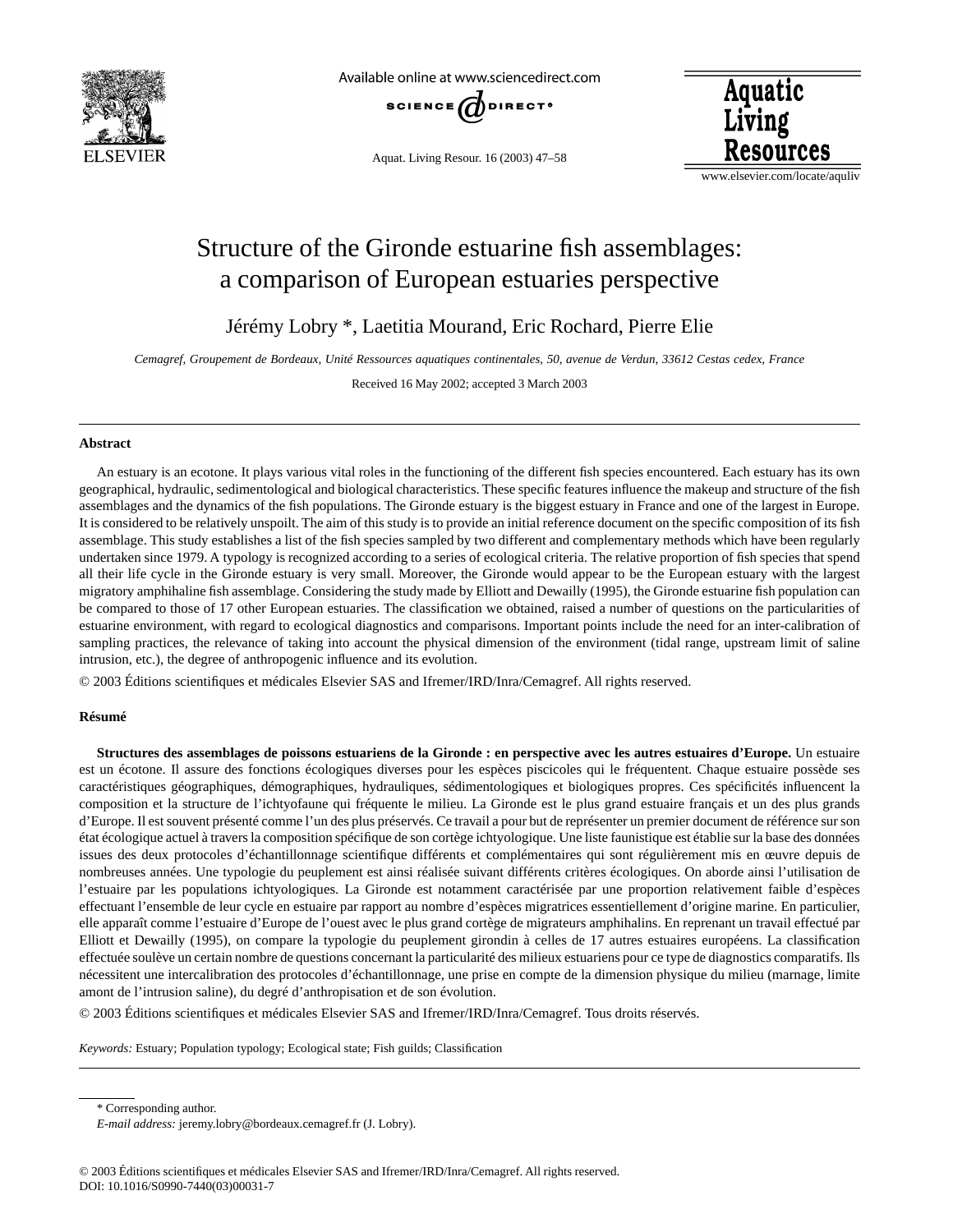# Structure of the Gironde estuarine fish assemblages: a comparison of European estuaries perspective

Jérémy Lobry *, Laetitia Mourand, Eric Rochard, Pierre Elie

*Cemagref, Groupement de Bordeaux, Unité Ressources aquatiques continentales, 50, avenue de Verdun, 33612 Cestas cedex, France*

Received 16 May 2002; accepted 3 March 2003

## Abstract

An estuary is an ecotone. It plays various vital roles in the functioning of the different fish species encountered. Each estuary has its own geographical, hydraulic, sedimentological and biological characteristics. These specific features influence the makeup and structure of the fish assemblages and the dynamics of the fish populations. The Gironde estuary is the biggest estuary in France and one of the largest in Europe. It is considered to be relatively unspoilt. The aim of this study is to provide an initial reference document on the specific composition of its fish assemblage. This study establishes a list of the fish species sampled by two different and complementary methods which have been regularly undertaken since 1979. A typology is recognized according to a series of ecological criteria. The relative proportion of fish species that spend all their life cycle in the Gironde estuary is very small. Moreover, the Gironde would appear to be the European estuary with the largest migratory amphihaline fish assemblage. Considering the study made by Elliott and Dewailly (1995), the Gironde estuarine fish population can be compared to those of 17 other European estuaries. The classification we obtained, raised a number of questions on the particularities of estuarine environment, with regard to ecological diagnostics and comparisons. Important points include the need for an inter-calibration of sampling practices, the relevance of taking into account the physical dimension of the environment (tidal range, upstream limit of saline intrusion, etc.), the degree of anthropogenic influence and its evolution.

© 2003 Éditions scientifiques et médicales Elsevier SAS and Ifremer/IRD/Inra/Cemagref. All rights reserved.

## Résumé

**Structures des assemblages de poissons estuariens de la Gironde : en perspective avec les autres estuaires d'Europe.** Un estuaire est un écotone. Il assure des fonctions écologiques diverses pour les espèces piscicoles qui le fréquentent. Chaque estuaire possède ses caractéristiques géographiques, démographiques, hydrauliques, sédimentologiques et biologiques propres. Ces spécificités influencent la composition et la structure de l'ichtyofaune qui fréquente le milieu. La Gironde est le plus grand estuaire français et un des plus grands d'Europe. Il est souvent présenté comme l'un des plus préservés. Ce travail a pour but de représenter un premier document de référence sur son état écologique actuel à travers la composition spécifique de son cortège ichtyologique. Une liste faunistique est établie sur la base des données issues des deux protocoles d'échantillonnage scientifique différents et complémentaires qui sont régulièrement mis en œuvre depuis de nombreuses années. Une typologie du peuplement est ainsi réalisée suivant différents critères écologiques. On aborde ainsi l'utilisation de l'estuaire par les populations ichtyologiques. La Gironde est notamment caractérisée par une proportion relativement faible d'espèces effectuant l'ensemble de leur cycle en estuaire par rapport au nombre d'espèces migratrices essentiellement d'origine marine. En particulier, elle apparaît comme l'estuaire d'Europe de l'ouest avec le plus grand cortège de migrateurs amphihalins. En reprenant un travail effectué par Elliott et Dewailly (1995), on compare la typologie du peuplement girondin à celles de 17 autres estuaires européens. La classification effectuée soulève un certain nombre de questions concernant la particularité des milieux estuariens pour ce type de diagnostics comparatifs. Ils nécessitent une intercalibration des protocoles d'échantillonnage, une prise en compte de la dimension physique du milieu (marnage, limite amont de l'intrusion saline), du degré d'anthropisation et de son évolution.

© 2003 Éditions scientifiques et médicales Elsevier SAS and Ifremer/IRD/Inra/Cemagref. Tous droits réservés.

*Keywords:* Estuary; Population typology; Ecological state; Fish guilds; Classification

---

* Corresponding author.
*E-mail address:* jeremy.lobry@bordeaux.cemagref.fr (J. Lobry).

© 2003 Éditions scientifiques et médicales Elsevier SAS and Ifremer/IRD/Inra/Cemagref. All rights reserved.
DOI: 10.1016/S0990-7440(03)00031-7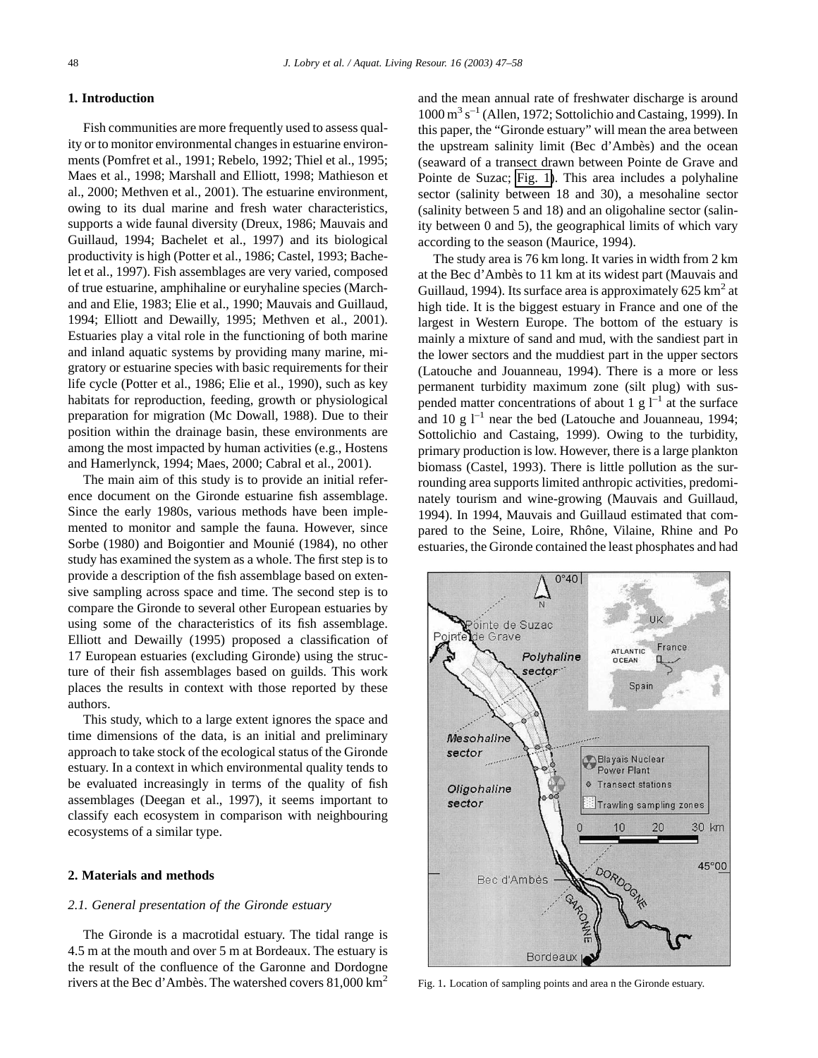## 1. Introduction

Fish communities are more frequently used to assess quality or to monitor environmental changes in estuarine environments (Pomfret et al., 1991; Rebelo, 1992; Thiel et al., 1995; Maes et al., 1998; Marshall and Elliott, 1998; Mathieson et al., 2000; Methven et al., 2001). The estuarine environment, owing to its dual marine and fresh water characteristics, supports a wide faunal diversity (Dreux, 1986; Mauvais and Guillaud, 1994; Bachelet et al., 1997) and its biological productivity is high (Potter et al., 1986; Castel, 1993; Bachelet et al., 1997). Fish assemblages are very varied, composed of true estuarine, amphihaline or euryhaline species (Marchand and Elie, 1983; Elie et al., 1990; Mauvais and Guillaud, 1994; Elliott and Dewailly, 1995; Methven et al., 2001). Estuaries play a vital role in the functioning of both marine and inland aquatic systems by providing many marine, migratory or estuarine species with basic requirements for their life cycle (Potter et al., 1986; Elie et al., 1990), such as key habitats for reproduction, feeding, growth or physiological preparation for migration (Mc Dowall, 1988). Due to their position within the drainage basin, these environments are among the most impacted by human activities (e.g., Hostens and Hamerlynck, 1994; Maes, 2000; Cabral et al., 2001).

The main aim of this study is to provide an initial reference document on the Gironde estuarine fish assemblage. Since the early 1980s, various methods have been implemented to monitor and sample the fauna. However, since Sorbe (1980) and Boigontier and Mounié (1984), no other study has examined the system as a whole. The first step is to provide a description of the fish assemblage based on extensive sampling across space and time. The second step is to compare the Gironde to several other European estuaries by using some of the characteristics of its fish assemblage. Elliott and Dewailly (1995) proposed a classification of 17 European estuaries (excluding Gironde) using the structure of their fish assemblages based on guilds. This work places the results in context with those reported by these authors.

This study, which to a large extent ignores the space and time dimensions of the data, is an initial and preliminary approach to take stock of the ecological status of the Gironde estuary. In a context in which environmental quality tends to be evaluated increasingly in terms of the quality of fish assemblages (Deegan et al., 1997), it seems important to classify each ecosystem in comparison with neighbouring ecosystems of a similar type.

## 2. Materials and methods

### *2.1. General presentation of the Gironde estuary*

The Gironde is a macrotidal estuary. The tidal range is 4.5 m at the mouth and over 5 m at Bordeaux. The estuary is the result of the confluence of the Garonne and Dordogne rivers at the Bec d'Ambès. The watershed covers 81,000 $km^2$ and the mean annual rate of freshwater discharge is around 1000 $m^3 s^{-1}$ (Allen, 1972; Sottolichio and Castaing, 1999). In this paper, the "Gironde estuary" will mean the area between the upstream salinity limit (Bec d'Ambès) and the ocean (seaward of a transect drawn between Pointe de Grave and Pointe de Suzac; Fig. 1). This area includes a polyhaline sector (salinity between 18 and 30), a mesohaline sector (salinity between 5 and 18) and an oligohaline sector (salinity between 0 and 5), the geographical limits of which vary according to the season (Maurice, 1994).

The study area is 76 km long. It varies in width from 2 km at the Bec d'Ambès to 11 km at its widest part (Mauvais and Guillaud, 1994). Its surface area is approximately 625 $km^2$ at high tide. It is the biggest estuary in France and one of the largest in Western Europe. The bottom of the estuary is mainly a mixture of sand and mud, with the sandiest part in the lower sectors and the muddiest part in the upper sectors (Latouche and Jouanneau, 1994). There is a more or less permanent turbidity maximum zone (silt plug) with suspended matter concentrations of about 1 g $l^{-1}$ at the surface and 10 g $l^{-1}$ near the bed (Latouche and Jouanneau, 1994; Sottolichio and Castaing, 1999). Owing to the turbidity, primary production is low. However, there is a large plankton biomass (Castel, 1993). There is little pollution as the surrounding area supports limited anthropic activities, predominately tourism and wine-growing (Mauvais and Guillaud, 1994). In 1994, Mauvais and Guillaud estimated that compared to the Seine, Loire, Rhône, Vilaine, Rhine and Po estuaries, the Gironde contained the least phosphates and had

Fig. 1. Location of sampling points and area n the Gironde estuary.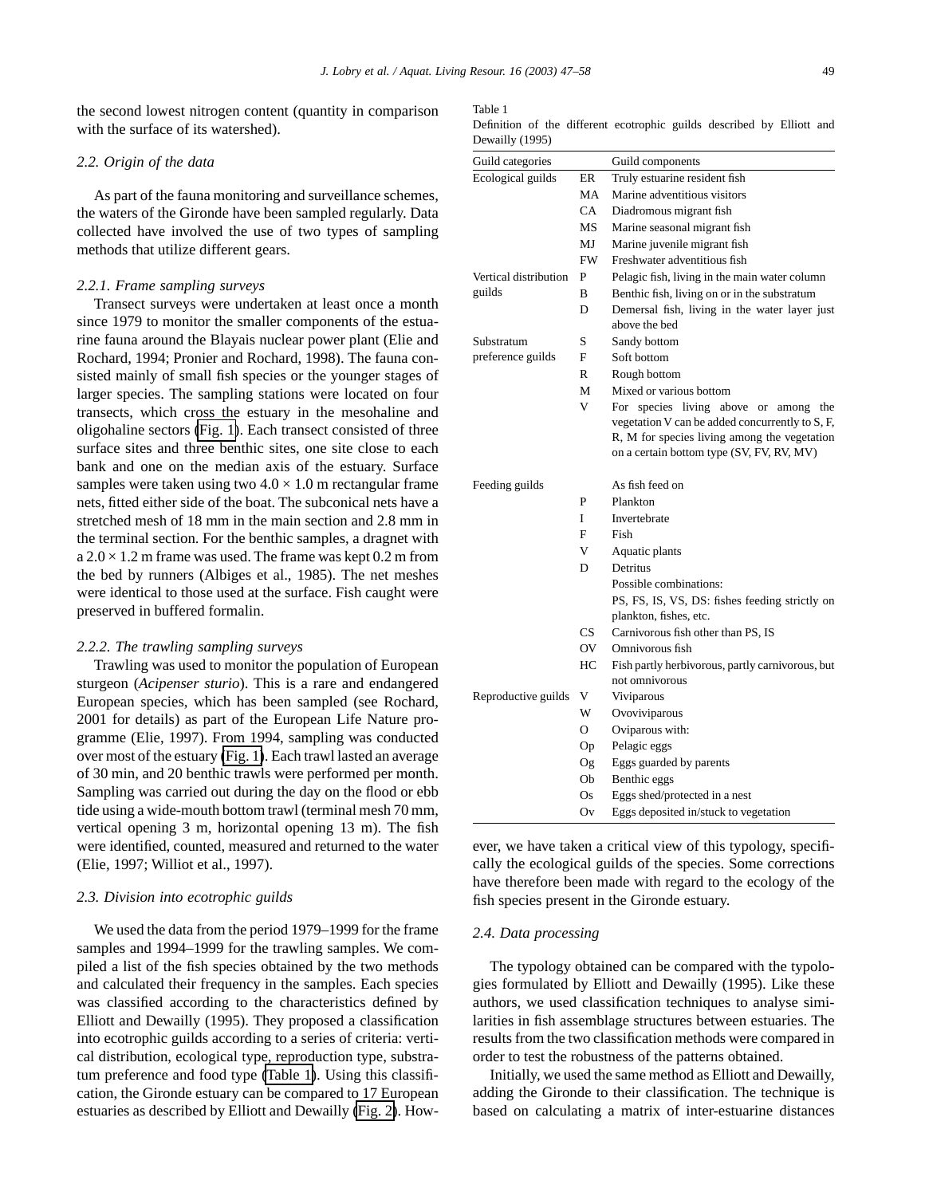the second lowest nitrogen content (quantity in comparison with the surface of its watershed).

### 2.2. Origin of the data

As part of the fauna monitoring and surveillance schemes, the waters of the Gironde have been sampled regularly. Data collected have involved the use of two types of sampling methods that utilize different gears.

#### 2.2.1. Frame sampling surveys

Transect surveys were undertaken at least once a month since 1979 to monitor the smaller components of the estuarine fauna around the Blayais nuclear power plant (Elie and Rochard, 1994; Pronier and Rochard, 1998). The fauna consisted mainly of small fish species or the younger stages of larger species. The sampling stations were located on four transects, which cross the estuary in the mesohaline and oligohaline sectors (Fig. 1). Each transect consisted of three surface sites and three benthic sites, one site close to each bank and one on the median axis of the estuary. Surface samples were taken using two $4.0 \times 1.0$ m rectangular frame nets, fitted either side of the boat. The subconical nets have a stretched mesh of 18 mm in the main section and 2.8 mm in the terminal section. For the benthic samples, a dragnet with a $2.0 \times 1.2$ m frame was used. The frame was kept 0.2 m from the bed by runners (Albiges et al., 1985). The net meshes were identical to those used at the surface. Fish caught were preserved in buffered formalin.

#### 2.2.2. The trawling sampling surveys

Trawling was used to monitor the population of European sturgeon (*Acipenser sturio*). This is a rare and endangered European species, which has been sampled (see Rochard, 2001 for details) as part of the European Life Nature programme (Elie, 1997). From 1994, sampling was conducted over most of the estuary (Fig. 1). Each trawl lasted an average of 30 min, and 20 benthic trawls were performed per month. Sampling was carried out during the day on the flood or ebb tide using a wide-mouth bottom trawl (terminal mesh 70 mm, vertical opening 3 m, horizontal opening 13 m). The fish were identified, counted, measured and returned to the water (Elie, 1997; Williot et al., 1997).

### 2.3. Division into ecotrophic guilds

We used the data from the period 1979–1999 for the frame samples and 1994–1999 for the trawling samples. We compiled a list of the fish species obtained by the two methods and calculated their frequency in the samples. Each species was classified according to the characteristics defined by Elliott and Dewailly (1995). They proposed a classification into ecotrophic guilds according to a series of criteria: vertical distribution, ecological type, reproduction type, substratum preference and food type (Table 1). Using this classification, the Gironde estuary can be compared to 17 European estuaries as described by Elliott and Dewailly (Fig. 2). However, we have taken a critical view of this typology, specifically the ecological guilds of the species. Some corrections have therefore been made with regard to the ecology of the fish species present in the Gironde estuary.

Table 1
Definition of the different ecotrophic guilds described by Elliott and Dewailly (1995)

| Guild categories | | Guild components |
|---|---|---|
| Ecological guilds | ER | Truly estuarine resident fish |
| | MA | Marine adventitious visitors |
| | CA | Diadromous migrant fish |
| | MS | Marine seasonal migrant fish |
| | MJ | Marine juvenile migrant fish |
| | FW | Freshwater adventitious fish |
| Vertical distribution guilds | P | Pelagic fish, living in the main water column |
| | B | Benthic fish, living on or in the substratum |
| | D | Demersal fish, living in the water layer just above the bed |
| Substratum preference guilds | S | Sandy bottom |
| | F | Soft bottom |
| | R | Rough bottom |
| | M | Mixed or various bottom |
| | V | For species living above or among the vegetation V can be added concurrently to S, F, R, M for species living among the vegetation on a certain bottom type (SV, FV, RV, MV) |
| Feeding guilds | | As fish feed on |
| | P | Plankton |
| | I | Invertebrate |
| | F | Fish |
| | V | Aquatic plants |
| | D | Detritus |
| | | Possible combinations: |
| | | PS, FS, IS, VS, DS: fishes feeding strictly on plankton, fishes, etc. |
| | CS | Carnivorous fish other than PS, IS |
| | OV | Omnivorous fish |
| | HC | Fish partly herbivorous, partly carnivorous, but not omnivorous |
| Reproductive guilds | V | Viviparous |
| | W | Ovoviviparous |
| | O | Oviparous with: |
| | Op | Pelagic eggs |
| | Og | Eggs guarded by parents |
| | Ob | Benthic eggs |
| | Os | Eggs shed/protected in a nest |
| | Ov | Eggs deposited in/stuck to vegetation |

### 2.4. Data processing

The typology obtained can be compared with the typologies formulated by Elliott and Dewailly (1995). Like these authors, we used classification techniques to analyse similarities in fish assemblage structures between estuaries. The results from the two classification methods were compared in order to test the robustness of the patterns obtained.

Initially, we used the same method as Elliott and Dewailly, adding the Gironde to their classification. The technique is based on calculating a matrix of inter-estuarine distances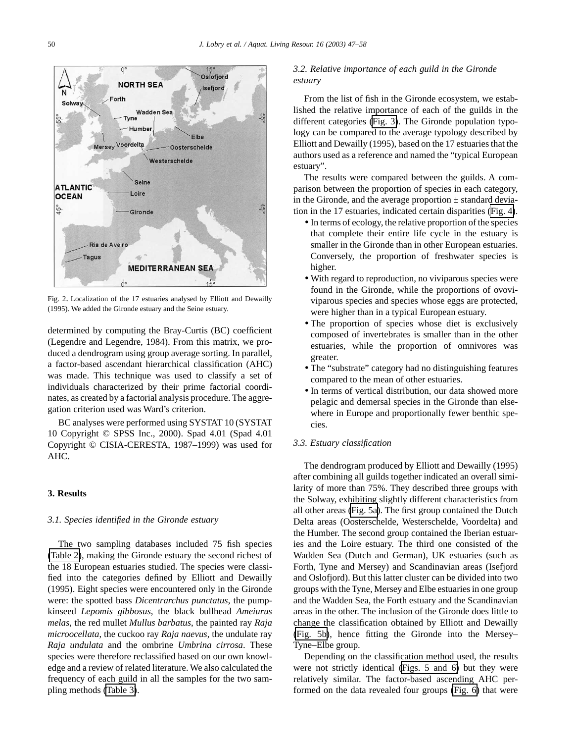Fig. 2. Localization of the 17 estuaries analysed by Elliott and Dewailly (1995). We added the Gironde estuary and the Seine estuary.

determined by computing the Bray-Curtis (BC) coefficient (Legendre and Legendre, 1984). From this matrix, we produced a dendrogram using group average sorting. In parallel, a factor-based ascendant hierarchical classification (AHC) was made. This technique was used to classify a set of individuals characterized by their prime factorial coordinates, as created by a factorial analysis procedure. The aggregation criterion used was Ward's criterion.

BC analyses were performed using SYSTAT 10 (SYSTAT 10 Copyright © SPSS Inc., 2000). Spad 4.01 (Spad 4.01 Copyright © CISIA-CERESTA, 1987–1999) was used for AHC.

## 3. Results

### 3.1. Species identified in the Gironde estuary

The two sampling databases included 75 fish species (Table 2), making the Gironde estuary the second richest of the 18 European estuaries studied. The species were classified into the categories defined by Elliott and Dewailly (1995). Eight species were encountered only in the Gironde were: the spotted bass *Dicentrarchus punctatus*, the pumpkinseed *Lepomis gibbosus*, the black bullhead *Ameiurus melas*, the red mullet *Mullus barbatus*, the painted ray *Raja microocellata*, the cuckoo ray *Raja naevus*, the undulate ray *Raja undulata* and the ombrine *Umbrina cirrosa*. These species were therefore reclassified based on our own knowledge and a review of related literature. We also calculated the frequency of each guild in all the samples for the two sampling methods (Table 3).

### 3.2. Relative importance of each guild in the Gironde estuary

From the list of fish in the Gironde ecosystem, we established the relative importance of each of the guilds in the different categories (Fig. 3). The Gironde population typology can be compared to the average typology described by Elliott and Dewailly (1995), based on the 17 estuaries that the authors used as a reference and named the "typical European estuary".

The results were compared between the guilds. A comparison between the proportion of species in each category, in the Gironde, and the average proportion ± standard deviation in the 17 estuaries, indicated certain disparities (Fig. 4).

- In terms of ecology, the relative proportion of the species that complete their entire life cycle in the estuary is smaller in the Gironde than in other European estuaries. Conversely, the proportion of freshwater species is higher.
- With regard to reproduction, no viviparous species were found in the Gironde, while the proportions of ovoviviparous species and species whose eggs are protected, were higher than in a typical European estuary.
- The proportion of species whose diet is exclusively composed of invertebrates is smaller than in the other estuaries, while the proportion of omnivores was greater.
- The "substrate" category had no distinguishing features compared to the mean of other estuaries.
- In terms of vertical distribution, our data showed more pelagic and demersal species in the Gironde than elsewhere in Europe and proportionally fewer benthic species.

### 3.3. Estuary classification

The dendrogram produced by Elliott and Dewailly (1995) after combining all guilds together indicated an overall similarity of more than 75%. They described three groups with the Solway, exhibiting slightly different characteristics from all other areas (Fig. 5a). The first group contained the Dutch Delta areas (Oosterschelde, Westerschelde, Voordelta) and the Humber. The second group contained the Iberian estuaries and the Loire estuary. The third one consisted of the Wadden Sea (Dutch and German), UK estuaries (such as Forth, Tyne and Mersey) and Scandinavian areas (Isefjord and Oslofjord). But this latter cluster can be divided into two groups with the Tyne, Mersey and Elbe estuaries in one group and the Wadden Sea, the Forth estuary and the Scandinavian areas in the other. The inclusion of the Gironde does little to change the classification obtained by Elliott and Dewailly (Fig. 5b), hence fitting the Gironde into the Mersey–Tyne–Elbe group.

Depending on the classification method used, the results were not strictly identical (Figs. 5 and 6) but they were relatively similar. The factor-based ascending AHC performed on the data revealed four groups (Fig. 6) that were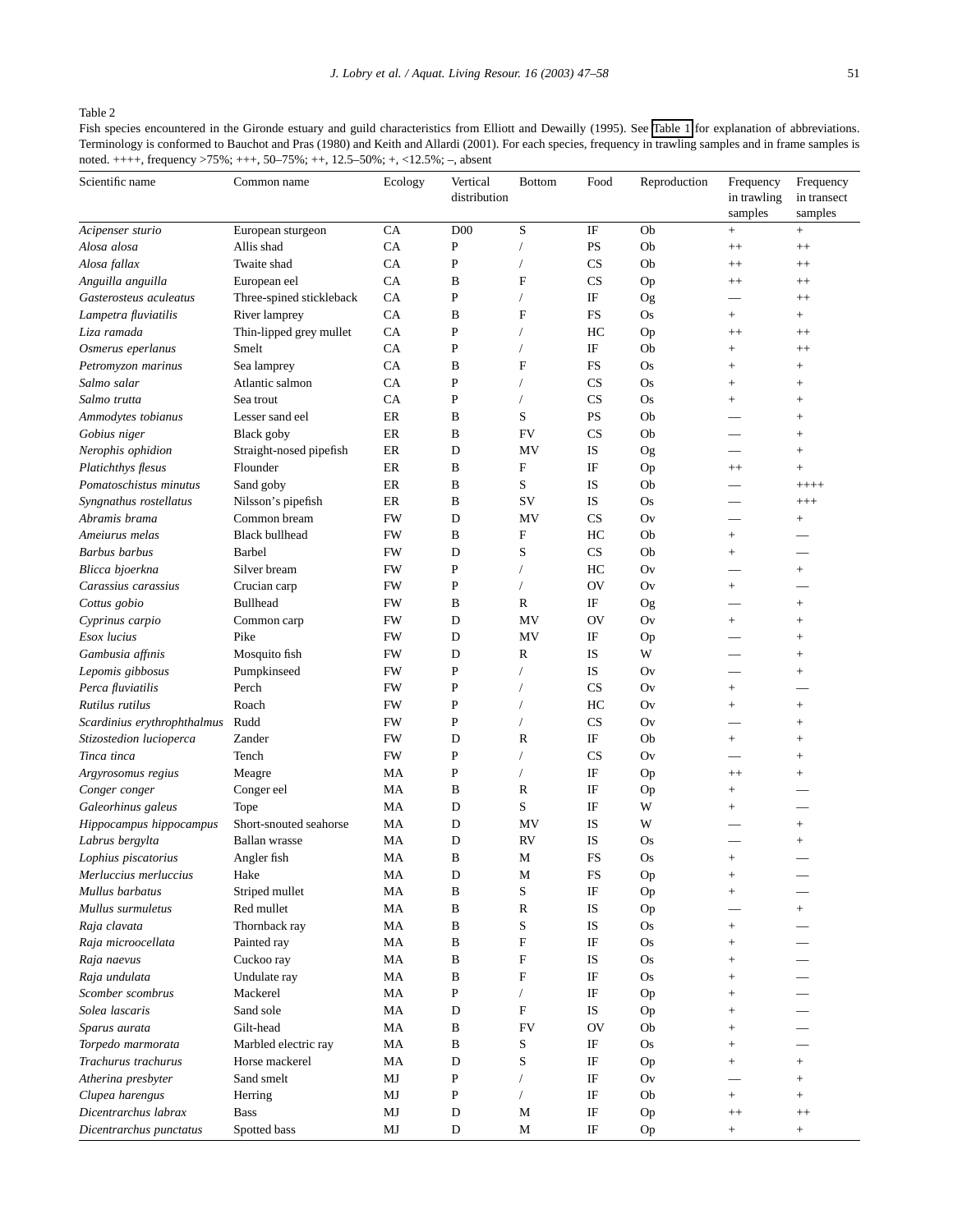Table 2

Fish species encountered in the Gironde estuary and guild characteristics from Elliott and Dewailly (1995). See Table 1 for explanation of abbreviations. Terminology is conformed to Bauchot and Pras (1980) and Keith and Allardi (2001). For each species, frequency in trawling samples and in frame samples is noted. ++++, frequency >75%; +++, 50–75%; ++, 12.5–50%; +, <12.5%; –, absent

| Scientific name | Common name | Ecology | Vertical distribution | Bottom | Food | Reproduction | Frequency in trawling samples | Frequency in transect samples |
|---|---|---|---|---|---|---|---|---|
| *Acipenser sturio* | European sturgeon | CA | D00 | S | IF | Ob | + | + |
| *Alosa alosa* | Allis shad | CA | P | / | PS | Ob | ++ | ++ |
| *Alosa fallax* | Twaite shad | CA | P | / | CS | Ob | ++ | ++ |
| *Anguilla anguilla* | European eel | CA | B | F | CS | Op | ++ | ++ |
| *Gasterosteus aculeatus* | Three-spined stickleback | CA | P | / | IF | Og | — | ++ |
| *Lampetra fluviatilis* | River lamprey | CA | B | F | FS | Os | + | + |
| *Liza ramada* | Thin-lipped grey mullet | CA | P | / | HC | Op | ++ | ++ |
| *Osmerus eperlanus* | Smelt | CA | P | / | IF | Ob | + | ++ |
| *Petromyzon marinus* | Sea lamprey | CA | B | F | FS | Os | + | + |
| *Salmo salar* | Atlantic salmon | CA | P | / | CS | Os | + | + |
| *Salmo trutta* | Sea trout | CA | P | / | CS | Os | + | + |
| *Ammodytes tobianus* | Lesser sand eel | ER | B | S | PS | Ob | — | + |
| *Gobius niger* | Black goby | ER | B | FV | CS | Ob | — | + |
| *Nerophis ophidion* | Straight-nosed pipefish | ER | D | MV | IS | Og | — | + |
| *Platichthys flesus* | Flounder | ER | B | F | IF | Op | ++ | + |
| *Pomatoschistus minutus* | Sand goby | ER | B | S | IS | Ob | — | ++++ |
| *Syngnathus rostellatus* | Nilsson's pipefish | ER | B | SV | IS | Os | — | +++ |
| *Abramis brama* | Common bream | FW | D | MV | CS | Ov | — | + |
| *Ameiurus melas* | Black bullhead | FW | B | F | HC | Ob | + | — |
| *Barbus barbus* | Barbel | FW | D | S | CS | Ob | + | — |
| *Blicca bjoerkna* | Silver bream | FW | P | / | HC | Ov | — | + |
| *Carassius carassius* | Crucian carp | FW | P | / | OV | Ov | + | — |
| *Cottus gobio* | Bullhead | FW | B | R | IF | Og | — | + |
| *Cyprinus carpio* | Common carp | FW | D | MV | OV | Ov | + | + |
| *Esox lucius* | Pike | FW | D | MV | IF | Op | — | + |
| *Gambusia affinis* | Mosquito fish | FW | D | R | IS | W | — | + |
| *Lepomis gibbosus* | Pumpkinseed | FW | P | / | IS | Ov | — | + |
| *Perca fluviatilis* | Perch | FW | P | / | CS | Ov | + | — |
| *Rutilus rutilus* | Roach | FW | P | / | HC | Ov | + | + |
| *Scardinius erythrophthalmus* | Rudd | FW | P | / | CS | Ov | — | + |
| *Stizostedion lucioperca* | Zander | FW | D | R | IF | Ob | + | + |
| *Tinca tinca* | Tench | FW | P | / | CS | Ov | — | + |
| *Argyrosomus regius* | Meagre | MA | P | / | IF | Op | ++ | + |
| *Conger conger* | Conger eel | MA | B | R | IF | Op | + | — |
| *Galeorhinus galeus* | Tope | MA | D | S | IF | W | + | — |
| *Hippocampus hippocampus* | Short-snouted seahorse | MA | D | MV | IS | W | — | + |
| *Labrus bergylta* | Ballan wrasse | MA | D | RV | IS | Os | — | + |
| *Lophius piscatorius* | Angler fish | MA | B | M | FS | Os | + | — |
| *Merluccius merluccius* | Hake | MA | D | M | FS | Op | + | — |
| *Mullus barbatus* | Striped mullet | MA | B | S | IF | Op | + | — |
| *Mullus surmuletus* | Red mullet | MA | B | R | IS | Op | — | + |
| *Raja clavata* | Thornback ray | MA | B | S | IS | Os | + | — |
| *Raja microocellata* | Painted ray | MA | B | F | IF | Os | + | — |
| *Raja naevus* | Cuckoo ray | MA | B | F | IS | Os | + | — |
| *Raja undulata* | Undulate ray | MA | B | F | IF | Os | + | — |
| *Scomber scombrus* | Mackerel | MA | P | / | IF | Op | + | — |
| *Solea lascaris* | Sand sole | MA | D | F | IS | Op | + | — |
| *Sparus aurata* | Gilt-head | MA | B | FV | OV | Ob | + | — |
| *Torpedo marmorata* | Marbled electric ray | MA | B | S | IF | Os | + | — |
| *Trachurus trachurus* | Horse mackerel | MA | D | S | IF | Op | + | + |
| *Atherina presbyter* | Sand smelt | MJ | P | / | IF | Ov | — | + |
| *Clupea harengus* | Herring | MJ | P | / | IF | Ob | + | + |
| *Dicentrarchus labrax* | Bass | MJ | D | M | IF | Op | ++ | ++ |
| *Dicentrarchus punctatus* | Spotted bass | MJ | D | M | IF | Op | + | + |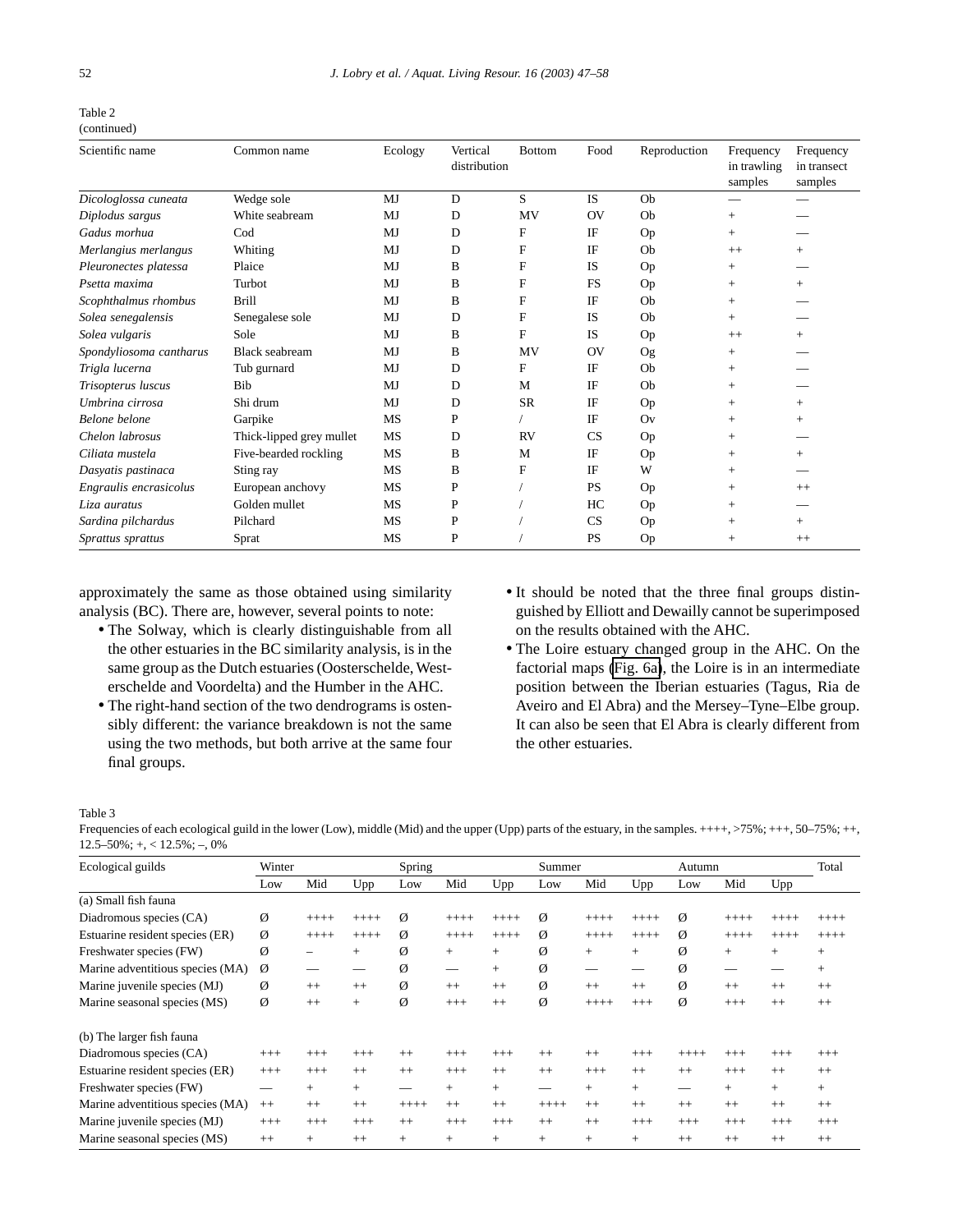Table 2
(continued)

| Scientific name | Common name | Ecology | Vertical distribution | Bottom | Food | Reproduction | Frequency in trawling samples | Frequency in transect samples |
|---|---|---|---|---|---|---|---|---|
| *Dicologlossa cuneata* | Wedge sole | MJ | D | S | IS | Ob | — | — |
| *Diplodus sargus* | White seabream | MJ | D | MV | OV | Ob | + | — |
| *Gadus morhua* | Cod | MJ | D | F | IF | Op | + | — |
| *Merlangius merlangus* | Whiting | MJ | D | F | IF | Ob | ++ | + |
| *Pleuronectes platessa* | Plaice | MJ | B | F | IS | Op | + | — |
| *Psetta maxima* | Turbot | MJ | B | F | FS | Op | + | + |
| *Scophthalmus rhombus* | Brill | MJ | B | F | IF | Ob | + | — |
| *Solea senegalensis* | Senegalese sole | MJ | D | F | IS | Ob | + | — |
| *Solea vulgaris* | Sole | MJ | B | F | IS | Op | ++ | + |
| *Spondyliosoma cantharus* | Black seabream | MJ | B | MV | OV | Og | + | — |
| *Trigla lucerna* | Tub gurnard | MJ | D | F | IF | Ob | + | — |
| *Trisopterus luscus* | Bib | MJ | D | M | IF | Ob | + | — |
| *Umbrina cirrosa* | Shi drum | MJ | D | SR | IF | Op | + | + |
| *Belone belone* | Garpike | MS | P | / | IF | Ov | + | + |
| *Chelon labrosus* | Thick-lipped grey mullet | MS | D | RV | CS | Op | + | — |
| *Ciliata mustela* | Five-bearded rockling | MS | B | M | IF | Op | + | + |
| *Dasyatis pastinaca* | Sting ray | MS | B | F | IF | W | + | — |
| *Engraulis encrasicolus* | European anchovy | MS | P | / | PS | Op | + | ++ |
| *Liza auratus* | Golden mullet | MS | P | / | HC | Op | + | — |
| *Sardina pilchardus* | Pilchard | MS | P | / | CS | Op | + | + |
| *Sprattus sprattus* | Sprat | MS | P | / | PS | Op | + | ++ |

approximately the same as those obtained using similarity analysis (BC). There are, however, several points to note:

- The Solway, which is clearly distinguishable from all the other estuaries in the BC similarity analysis, is in the same group as the Dutch estuaries (Oosterschelde, Westerschelde and Voordelta) and the Humber in the AHC.
- The right-hand section of the two dendrograms is ostensibly different: the variance breakdown is not the same using the two methods, but both arrive at the same four final groups.
- It should be noted that the three final groups distinguished by Elliott and Dewailly cannot be superimposed on the results obtained with the AHC.
- The Loire estuary changed group in the AHC. On the factorial maps (Fig. 6a), the Loire is in an intermediate position between the Iberian estuaries (Tagus, Ria de Aveiro and El Abra) and the Mersey–Tyne–Elbe group. It can also be seen that El Abra is clearly different from the other estuaries.

Table 3
Frequencies of each ecological guild in the lower (Low), middle (Mid) and the upper (Upp) parts of the estuary, in the samples. ++++, >75%; +++, 50–75%; ++, 12.5–50%; +, < 12.5%; –, 0%

| Ecological guilds | Winter | | | Spring | | | Summer | | | Autumn | | | Total |
|---|---|---|---|---|---|---|---|---|---|---|---|---|---|
| | Low | Mid | Upp | Low | Mid | Upp | Low | Mid | Upp | Low | Mid | Upp | |
| (a) Small fish fauna | | | | | | | | | | | | | |
| Diadromous species (CA) | Ø | ++++ | ++++ | Ø | ++++ | ++++ | Ø | ++++ | ++++ | Ø | ++++ | ++++ | ++++ |
| Estuarine resident species (ER) | Ø | ++++ | ++++ | Ø | ++++ | ++++ | Ø | ++++ | ++++ | Ø | ++++ | ++++ | ++++ |
| Freshwater species (FW) | Ø | – | + | Ø | + | + | Ø | + | + | Ø | + | + | + |
| Marine adventitious species (MA) | Ø | — | — | Ø | — | + | Ø | — | — | Ø | — | — | + |
| Marine juvenile species (MJ) | Ø | ++ | ++ | Ø | ++ | ++ | Ø | ++ | ++ | Ø | ++ | ++ | ++ |
| Marine seasonal species (MS) | Ø | ++ | + | Ø | +++ | ++ | Ø | ++++ | +++ | Ø | +++ | ++ | ++ |
| (b) The larger fish fauna | | | | | | | | | | | | | |
| Diadromous species (CA) | +++ | +++ | +++ | ++ | +++ | +++ | ++ | ++ | +++ | ++++ | +++ | +++ | +++ |
| Estuarine resident species (ER) | +++ | +++ | ++ | ++ | +++ | ++ | ++ | +++ | ++ | ++ | +++ | ++ | ++ |
| Freshwater species (FW) | — | + | + | — | + | + | — | + | + | — | + | + | + |
| Marine adventitious species (MA) | ++ | ++ | ++ | ++++ | ++ | ++ | ++++ | ++ | ++ | ++ | ++ | ++ | ++ |
| Marine juvenile species (MJ) | +++ | +++ | +++ | ++ | +++ | +++ | ++ | ++ | +++ | +++ | +++ | +++ | +++ |
| Marine seasonal species (MS) | ++ | + | ++ | + | + | + | + | + | + | ++ | ++ | ++ | ++ |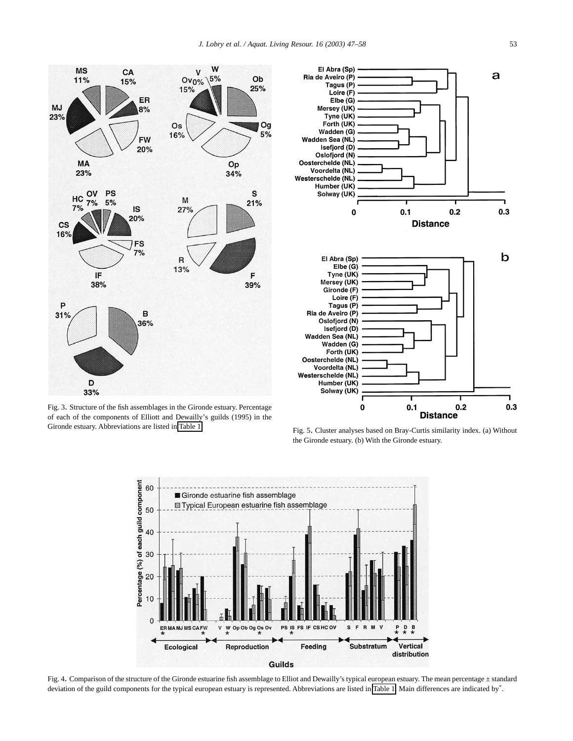Fig. 3. Structure of the fish assemblages in the Gironde estuary. Percentage of each of the components of Elliott and Dewailly's guilds (1995) in the Gironde estuary. Abbreviations are listed in Table 1.

Fig. 5. Cluster analyses based on Bray-Curtis similarity index. (a) Without the Gironde estuary. (b) With the Gironde estuary.

Fig. 4. Comparison of the structure of the Gironde estuarine fish assemblage to Elliot and Dewailly's typical european estuary. The mean percentage ± standard deviation of the guild components for the typical european estuary is represented. Abbreviations are listed in Table 1. Main differences are indicated by*.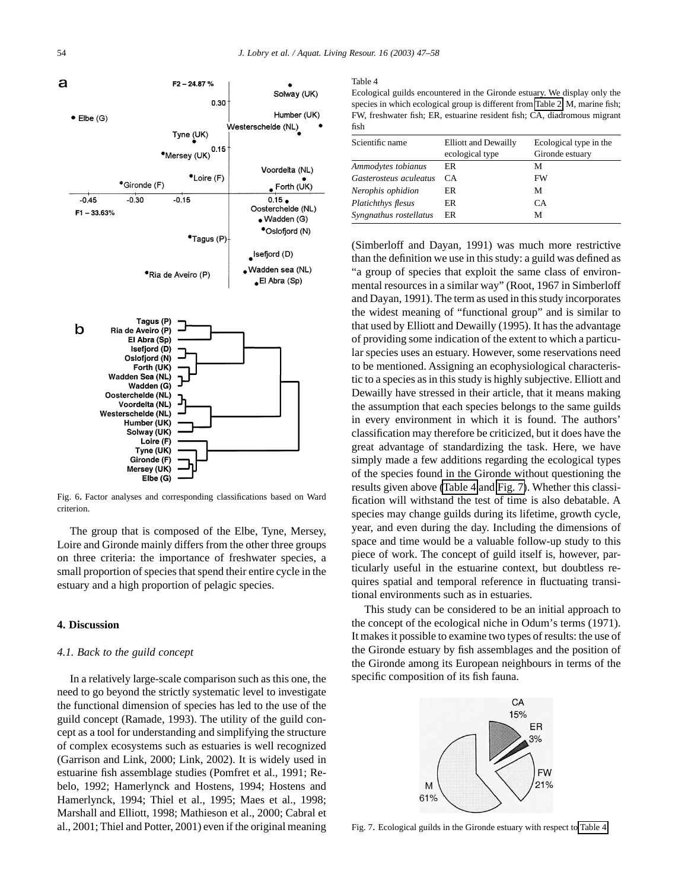Fig. 6. Factor analyses and corresponding classifications based on Ward criterion.

The group that is composed of the Elbe, Tyne, Mersey, Loire and Gironde mainly differs from the other three groups on three criteria: the importance of freshwater species, a small proportion of species that spend their entire cycle in the estuary and a high proportion of pelagic species.

## 4. Discussion

### 4.1. Back to the guild concept

In a relatively large-scale comparison such as this one, the need to go beyond the strictly systematic level to investigate the functional dimension of species has led to the use of the guild concept (Ramade, 1993). The utility of the guild concept as a tool for understanding and simplifying the structure of complex ecosystems such as estuaries is well recognized (Garrison and Link, 2000; Link, 2002). It is widely used in estuarine fish assemblage studies (Pomfret et al., 1991; Rebelo, 1992; Hamerlynck and Hostens, 1994; Hostens and Hamerlynck, 1994; Thiel et al., 1995; Maes et al., 1998; Marshall and Elliott, 1998; Mathieson et al., 2000; Cabral et al., 2001; Thiel and Potter, 2001) even if the original meaning

Table 4
Ecological guilds encountered in the Gironde estuary. We display only the species in which ecological group is different from Table 2. M, marine fish; FW, freshwater fish; ER, estuarine resident fish; CA, diadromous migrant fish

| Scientific name | Elliott and Dewailly ecological type | Ecological type in the Gironde estuary |
|---|---|---|
| *Ammodytes tobianus* | ER | M |
| *Gasterosteus aculeatus* | CA | FW |
| *Nerophis ophidion* | ER | M |
| *Platichthys flesus* | ER | CA |
| *Syngnathus rostellatus* | ER | M |

(Simberloff and Dayan, 1991) was much more restrictive than the definition we use in this study: a guild was defined as "a group of species that exploit the same class of environmental resources in a similar way" (Root, 1967 in Simberloff and Dayan, 1991). The term as used in this study incorporates the widest meaning of "functional group" and is similar to that used by Elliott and Dewailly (1995). It has the advantage of providing some indication of the extent to which a particular species uses an estuary. However, some reservations need to be mentioned. Assigning an ecophysiological characteristic to a species as in this study is highly subjective. Elliott and Dewailly have stressed in their article, that it means making the assumption that each species belongs to the same guilds in every environment in which it is found. The authors' classification may therefore be criticized, but it does have the great advantage of standardizing the task. Here, we have simply made a few additions regarding the ecological types of the species found in the Gironde without questioning the results given above (Table 4 and Fig. 7). Whether this classification will withstand the test of time is also debatable. A species may change guilds during its lifetime, growth cycle, year, and even during the day. Including the dimensions of space and time would be a valuable follow-up study to this piece of work. The concept of guild itself is, however, particularly useful in the estuarine context, but doubtless requires spatial and temporal reference in fluctuating transitional environments such as in estuaries.

This study can be considered to be an initial approach to the concept of the ecological niche in Odum's terms (1971). It makes it possible to examine two types of results: the use of the Gironde estuary by fish assemblages and the position of the Gironde among its European neighbours in terms of the specific composition of its fish fauna.

Fig. 7. Ecological guilds in the Gironde estuary with respect to Table 4.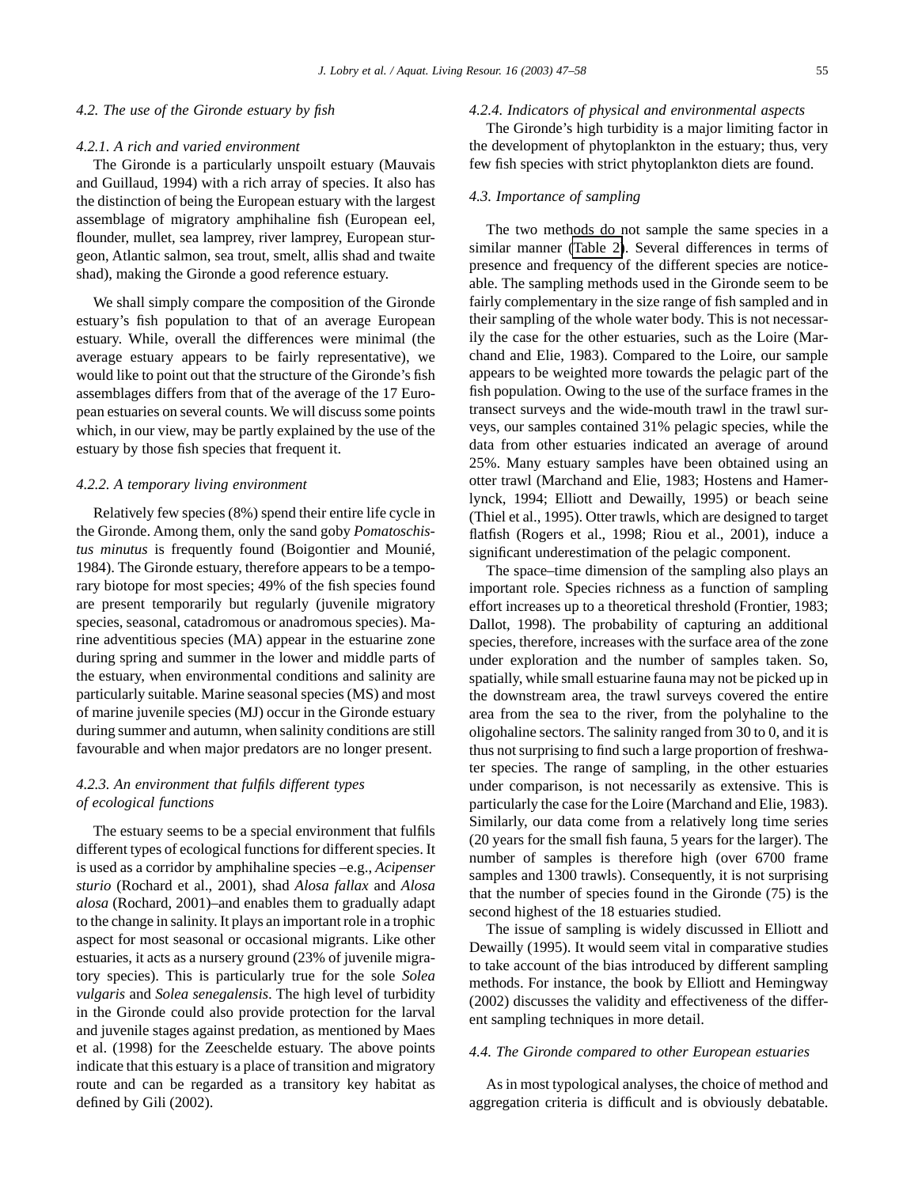### 4.2. The use of the Gironde estuary by fish

#### 4.2.1. A rich and varied environment

The Gironde is a particularly unspoilt estuary (Mauvais and Guillaud, 1994) with a rich array of species. It also has the distinction of being the European estuary with the largest assemblage of migratory amphihaline fish (European eel, flounder, mullet, sea lamprey, river lamprey, European sturgeon, Atlantic salmon, sea trout, smelt, allis shad and twaite shad), making the Gironde a good reference estuary.

We shall simply compare the composition of the Gironde estuary's fish population to that of an average European estuary. While, overall the differences were minimal (the average estuary appears to be fairly representative), we would like to point out that the structure of the Gironde's fish assemblages differs from that of the average of the 17 European estuaries on several counts. We will discuss some points which, in our view, may be partly explained by the use of the estuary by those fish species that frequent it.

#### 4.2.2. A temporary living environment

Relatively few species (8%) spend their entire life cycle in the Gironde. Among them, only the sand goby *Pomatoschistus minutus* is frequently found (Boigontier and Mounié, 1984). The Gironde estuary, therefore appears to be a temporary biotope for most species; 49% of the fish species found are present temporarily but regularly (juvenile migratory species, seasonal, catadromous or anadromous species). Marine adventitious species (MA) appear in the estuarine zone during spring and summer in the lower and middle parts of the estuary, when environmental conditions and salinity are particularly suitable. Marine seasonal species (MS) and most of marine juvenile species (MJ) occur in the Gironde estuary during summer and autumn, when salinity conditions are still favourable and when major predators are no longer present.

#### 4.2.3. An environment that fulfils different types of ecological functions

The estuary seems to be a special environment that fulfils different types of ecological functions for different species. It is used as a corridor by amphihaline species –e.g., *Acipenser sturio* (Rochard et al., 2001), shad *Alosa fallax* and *Alosa alosa* (Rochard, 2001)–and enables them to gradually adapt to the change in salinity. It plays an important role in a trophic aspect for most seasonal or occasional migrants. Like other estuaries, it acts as a nursery ground (23% of juvenile migratory species). This is particularly true for the sole *Solea vulgaris* and *Solea senegalensis*. The high level of turbidity in the Gironde could also provide protection for the larval and juvenile stages against predation, as mentioned by Maes et al. (1998) for the Zeeschelde estuary. The above points indicate that this estuary is a place of transition and migratory route and can be regarded as a transitory key habitat as defined by Gili (2002).

#### 4.2.4. Indicators of physical and environmental aspects

The Gironde's high turbidity is a major limiting factor in the development of phytoplankton in the estuary; thus, very few fish species with strict phytoplankton diets are found.

### 4.3. Importance of sampling

The two methods do not sample the same species in a similar manner (Table 2). Several differences in terms of presence and frequency of the different species are noticeable. The sampling methods used in the Gironde seem to be fairly complementary in the size range of fish sampled and in their sampling of the whole water body. This is not necessarily the case for the other estuaries, such as the Loire (Marchand and Elie, 1983). Compared to the Loire, our sample appears to be weighted more towards the pelagic part of the fish population. Owing to the use of the surface frames in the transect surveys and the wide-mouth trawl in the trawl surveys, our samples contained 31% pelagic species, while the data from other estuaries indicated an average of around 25%. Many estuary samples have been obtained using an otter trawl (Marchand and Elie, 1983; Hostens and Hamerlynck, 1994; Elliott and Dewailly, 1995) or beach seine (Thiel et al., 1995). Otter trawls, which are designed to target flatfish (Rogers et al., 1998; Riou et al., 2001), induce a significant underestimation of the pelagic component.

The space–time dimension of the sampling also plays an important role. Species richness as a function of sampling effort increases up to a theoretical threshold (Frontier, 1983; Dallot, 1998). The probability of capturing an additional species, therefore, increases with the surface area of the zone under exploration and the number of samples taken. So, spatially, while small estuarine fauna may not be picked up in the downstream area, the trawl surveys covered the entire area from the sea to the river, from the polyhaline to the oligohaline sectors. The salinity ranged from 30 to 0, and it is thus not surprising to find such a large proportion of freshwater species. The range of sampling, in the other estuaries under comparison, is not necessarily as extensive. This is particularly the case for the Loire (Marchand and Elie, 1983). Similarly, our data come from a relatively long time series (20 years for the small fish fauna, 5 years for the larger). The number of samples is therefore high (over 6700 frame samples and 1300 trawls). Consequently, it is not surprising that the number of species found in the Gironde (75) is the second highest of the 18 estuaries studied.

The issue of sampling is widely discussed in Elliott and Dewailly (1995). It would seem vital in comparative studies to take account of the bias introduced by different sampling methods. For instance, the book by Elliott and Hemingway (2002) discusses the validity and effectiveness of the different sampling techniques in more detail.

### 4.4. The Gironde compared to other European estuaries

As in most typological analyses, the choice of method and aggregation criteria is difficult and is obviously debatable.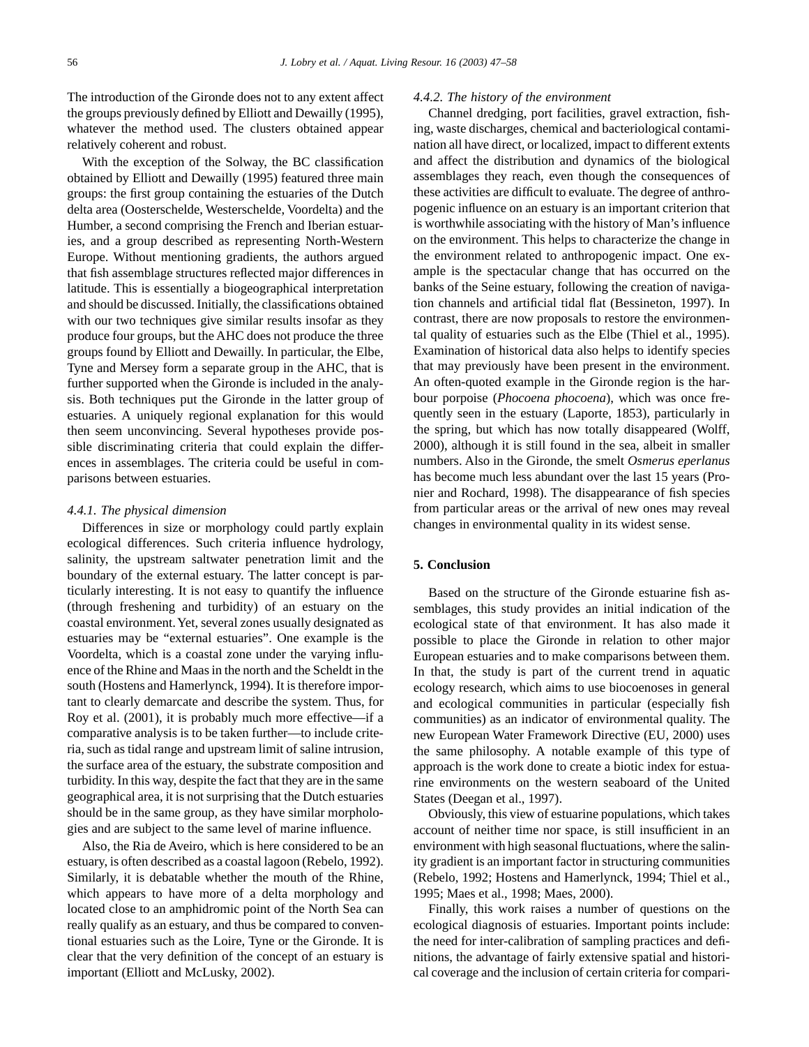The introduction of the Gironde does not to any extent affect the groups previously defined by Elliott and Dewailly (1995), whatever the method used. The clusters obtained appear relatively coherent and robust.

With the exception of the Solway, the BC classification obtained by Elliott and Dewailly (1995) featured three main groups: the first group containing the estuaries of the Dutch delta area (Oosterschelde, Westerschelde, Voordelta) and the Humber, a second comprising the French and Iberian estuaries, and a group described as representing North-Western Europe. Without mentioning gradients, the authors argued that fish assemblage structures reflected major differences in latitude. This is essentially a biogeographical interpretation and should be discussed. Initially, the classifications obtained with our two techniques give similar results insofar as they produce four groups, but the AHC does not produce the three groups found by Elliott and Dewailly. In particular, the Elbe, Tyne and Mersey form a separate group in the AHC, that is further supported when the Gironde is included in the analysis. Both techniques put the Gironde in the latter group of estuaries. A uniquely regional explanation for this would then seem unconvincing. Several hypotheses provide possible discriminating criteria that could explain the differences in assemblages. The criteria could be useful in comparisons between estuaries.

#### *4.4.1. The physical dimension*

Differences in size or morphology could partly explain ecological differences. Such criteria influence hydrology, salinity, the upstream saltwater penetration limit and the boundary of the external estuary. The latter concept is particularly interesting. It is not easy to quantify the influence (through freshening and turbidity) of an estuary on the coastal environment. Yet, several zones usually designated as estuaries may be "external estuaries". One example is the Voordelta, which is a coastal zone under the varying influence of the Rhine and Maas in the north and the Scheldt in the south (Hostens and Hamerlynck, 1994). It is therefore important to clearly demarcate and describe the system. Thus, for Roy et al. (2001), it is probably much more effective—if a comparative analysis is to be taken further—to include criteria, such as tidal range and upstream limit of saline intrusion, the surface area of the estuary, the substrate composition and turbidity. In this way, despite the fact that they are in the same geographical area, it is not surprising that the Dutch estuaries should be in the same group, as they have similar morphologies and are subject to the same level of marine influence.

Also, the Ria de Aveiro, which is here considered to be an estuary, is often described as a coastal lagoon (Rebelo, 1992). Similarly, it is debatable whether the mouth of the Rhine, which appears to have more of a delta morphology and located close to an amphidromic point of the North Sea can really qualify as an estuary, and thus be compared to conventional estuaries such as the Loire, Tyne or the Gironde. It is clear that the very definition of the concept of an estuary is important (Elliott and McLusky, 2002).

#### *4.4.2. The history of the environment*

Channel dredging, port facilities, gravel extraction, fishing, waste discharges, chemical and bacteriological contamination all have direct, or localized, impact to different extents and affect the distribution and dynamics of the biological assemblages they reach, even though the consequences of these activities are difficult to evaluate. The degree of anthropogenic influence on an estuary is an important criterion that is worthwhile associating with the history of Man's influence on the environment. This helps to characterize the change in the environment related to anthropogenic impact. One example is the spectacular change that has occurred on the banks of the Seine estuary, following the creation of navigation channels and artificial tidal flat (Bessineton, 1997). In contrast, there are now proposals to restore the environmental quality of estuaries such as the Elbe (Thiel et al., 1995). Examination of historical data also helps to identify species that may previously have been present in the environment. An often-quoted example in the Gironde region is the harbour porpoise (*Phocoena phocoena*), which was once frequently seen in the estuary (Laporte, 1853), particularly in the spring, but which has now totally disappeared (Wolff, 2000), although it is still found in the sea, albeit in smaller numbers. Also in the Gironde, the smelt *Osmerus eperlanus* has become much less abundant over the last 15 years (Pronier and Rochard, 1998). The disappearance of fish species from particular areas or the arrival of new ones may reveal changes in environmental quality in its widest sense.

## 5. Conclusion

Based on the structure of the Gironde estuarine fish assemblages, this study provides an initial indication of the ecological state of that environment. It has also made it possible to place the Gironde in relation to other major European estuaries and to make comparisons between them. In that, the study is part of the current trend in aquatic ecology research, which aims to use biocoenoses in general and ecological communities in particular (especially fish communities) as an indicator of environmental quality. The new European Water Framework Directive (EU, 2000) uses the same philosophy. A notable example of this type of approach is the work done to create a biotic index for estuarine environments on the western seaboard of the United States (Deegan et al., 1997).

Obviously, this view of estuarine populations, which takes account of neither time nor space, is still insufficient in an environment with high seasonal fluctuations, where the salinity gradient is an important factor in structuring communities (Rebelo, 1992; Hostens and Hamerlynck, 1994; Thiel et al., 1995; Maes et al., 1998; Maes, 2000).

Finally, this work raises a number of questions on the ecological diagnosis of estuaries. Important points include: the need for inter-calibration of sampling practices and definitions, the advantage of fairly extensive spatial and historical coverage and the inclusion of certain criteria for compari-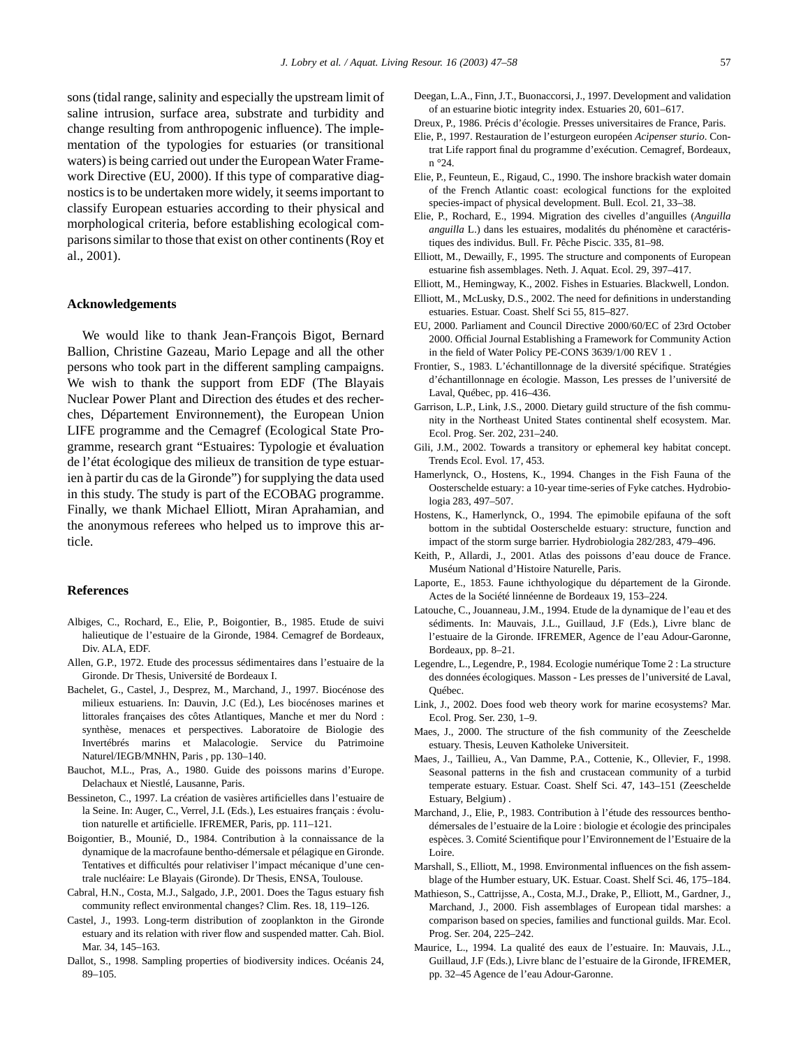sons (tidal range, salinity and especially the upstream limit of saline intrusion, surface area, substrate and turbidity and change resulting from anthropogenic influence). The implementation of the typologies for estuaries (or transitional waters) is being carried out under the European Water Framework Directive (EU, 2000). If this type of comparative diagnostics is to be undertaken more widely, it seems important to classify European estuaries according to their physical and morphological criteria, before establishing ecological comparisons similar to those that exist on other continents (Roy et al., 2001).

## Acknowledgements

We would like to thank Jean-François Bigot, Bernard Ballion, Christine Gazeau, Mario Lepage and all the other persons who took part in the different sampling campaigns. We wish to thank the support from EDF (The Blayais Nuclear Power Plant and Direction des études et des recherches, Département Environnement), the European Union LIFE programme and the Cemagref (Ecological State Programme, research grant "Estuaires: Typologie et évaluation de l'état écologique des milieux de transition de type estuarien à partir du cas de la Gironde") for supplying the data used in this study. The study is part of the ECOBAG programme. Finally, we thank Michael Elliott, Miran Aprahamian, and the anonymous referees who helped us to improve this article.

## References

Albiges, C., Rochard, E., Elie, P., Boigontier, B., 1985. Etude de suivi halieutique de l'estuaire de la Gironde, 1984. Cemagref de Bordeaux, Div. ALA, EDF.

Allen, G.P., 1972. Etude des processus sédimentaires dans l'estuaire de la Gironde. Dr Thesis, Université de Bordeaux I.

Bachelet, G., Castel, J., Desprez, M., Marchand, J., 1997. Biocénose des milieux estuariens. In: Dauvin, J.C (Ed.), Les biocénoses marines et littorales françaises des côtes Atlantiques, Manche et mer du Nord : synthèse, menaces et perspectives. Laboratoire de Biologie des Invertébrés marins et Malacologie. Service du Patrimoine Naturel/IEGB/MNHN, Paris , pp. 130–140.

Bauchot, M.L., Pras, A., 1980. Guide des poissons marins d'Europe. Delachaux et Niestlé, Lausanne, Paris.

Bessineton, C., 1997. La création de vasières artificielles dans l'estuaire de la Seine. In: Auger, C., Verrel, J.L (Eds.), Les estuaires français : évolution naturelle et artificielle. IFREMER, Paris, pp. 111–121.

Boigontier, B., Mounié, D., 1984. Contribution à la connaissance de la dynamique de la macrofaune bentho-démersale et pélagique en Gironde. Tentatives et difficultés pour relativiser l'impact mécanique d'une centrale nucléaire: Le Blayais (Gironde). Dr Thesis, ENSA, Toulouse.

Cabral, H.N., Costa, M.J., Salgado, J.P., 2001. Does the Tagus estuary fish community reflect environmental changes? Clim. Res. 18, 119–126.

Castel, J., 1993. Long-term distribution of zooplankton in the Gironde estuary and its relation with river flow and suspended matter. Cah. Biol. Mar. 34, 145–163.

Dallot, S., 1998. Sampling properties of biodiversity indices. Océanis 24, 89–105.

Deegan, L.A., Finn, J.T., Buonaccorsi, J., 1997. Development and validation of an estuarine biotic integrity index. Estuaries 20, 601–617.

Dreux, P., 1986. Précis d'écologie. Presses universitaires de France, Paris.

Elie, P., 1997. Restauration de l'esturgeon européen *Acipenser sturio*. Contrat Life rapport final du programme d'exécution. Cemagref, Bordeaux, n °24.

Elie, P., Feunteun, E., Rigaud, C., 1990. The inshore brackish water domain of the French Atlantic coast: ecological functions for the exploited species-impact of physical development. Bull. Ecol. 21, 33–38.

Elie, P., Rochard, E., 1994. Migration des civelles d'anguilles (*Anguilla anguilla* L.) dans les estuaires, modalités du phénomène et caractéristiques des individus. Bull. Fr. Pêche Piscic. 335, 81–98.

Elliott, M., Dewailly, F., 1995. The structure and components of European estuarine fish assemblages. Neth. J. Aquat. Ecol. 29, 397–417.

Elliott, M., Hemingway, K., 2002. Fishes in Estuaries. Blackwell, London.

Elliott, M., McLusky, D.S., 2002. The need for definitions in understanding estuaries. Estuar. Coast. Shelf Sci 55, 815–827.

EU, 2000. Parliament and Council Directive 2000/60/EC of 23rd October 2000. Official Journal Establishing a Framework for Community Action in the field of Water Policy PE-CONS 3639/1/00 REV 1 .

Frontier, S., 1983. L'échantillonnage de la diversité spécifique. Stratégies d'échantillonnage en écologie. Masson, Les presses de l'université de Laval, Québec, pp. 416–436.

Garrison, L.P., Link, J.S., 2000. Dietary guild structure of the fish community in the Northeast United States continental shelf ecosystem. Mar. Ecol. Prog. Ser. 202, 231–240.

Gili, J.M., 2002. Towards a transitory or ephemeral key habitat concept. Trends Ecol. Evol. 17, 453.

Hamerlynck, O., Hostens, K., 1994. Changes in the Fish Fauna of the Oosterschelde estuary: a 10-year time-series of Fyke catches. Hydrobiologia 283, 497–507.

Hostens, K., Hamerlynck, O., 1994. The epimobile epifauna of the soft bottom in the subtidal Oosterschelde estuary: structure, function and impact of the storm surge barrier. Hydrobiologia 282/283, 479–496.

Keith, P., Allardi, J., 2001. Atlas des poissons d'eau douce de France. Muséum National d'Histoire Naturelle, Paris.

Laporte, E., 1853. Faune ichthyologique du département de la Gironde. Actes de la Société linnéenne de Bordeaux 19, 153–224.

Latouche, C., Jouanneau, J.M., 1994. Etude de la dynamique de l'eau et des sédiments. In: Mauvais, J.L., Guillaud, J.F (Eds.), Livre blanc de l'estuaire de la Gironde. IFREMER, Agence de l'eau Adour-Garonne, Bordeaux, pp. 8–21.

Legendre, L., Legendre, P., 1984. Ecologie numérique Tome 2 : La structure des données écologiques. Masson - Les presses de l'université de Laval, Québec.

Link, J., 2002. Does food web theory work for marine ecosystems? Mar. Ecol. Prog. Ser. 230, 1–9.

Maes, J., 2000. The structure of the fish community of the Zeeschelde estuary. Thesis, Leuven Katholeke Universiteit.

Maes, J., Taillieu, A., Van Damme, P.A., Cottenie, K., Ollevier, F., 1998. Seasonal patterns in the fish and crustacean community of a turbid temperate estuary. Estuar. Coast. Shelf Sci. 47, 143–151 (Zeeschelde Estuary, Belgium) .

Marchand, J., Elie, P., 1983. Contribution à l'étude des ressources benthodémersales de l'estuaire de la Loire : biologie et écologie des principales espèces. 3. Comité Scientifique pour l'Environnement de l'Estuaire de la Loire.

Marshall, S., Elliott, M., 1998. Environmental influences on the fish assemblage of the Humber estuary, UK. Estuar. Coast. Shelf Sci. 46, 175–184.

Mathieson, S., Cattrijsse, A., Costa, M.J., Drake, P., Elliott, M., Gardner, J., Marchand, J., 2000. Fish assemblages of European tidal marshes: a comparison based on species, families and functional guilds. Mar. Ecol. Prog. Ser. 204, 225–242.

Maurice, L., 1994. La qualité des eaux de l'estuaire. In: Mauvais, J.L., Guillaud, J.F (Eds.), Livre blanc de l'estuaire de la Gironde, IFREMER, pp. 32–45 Agence de l'eau Adour-Garonne.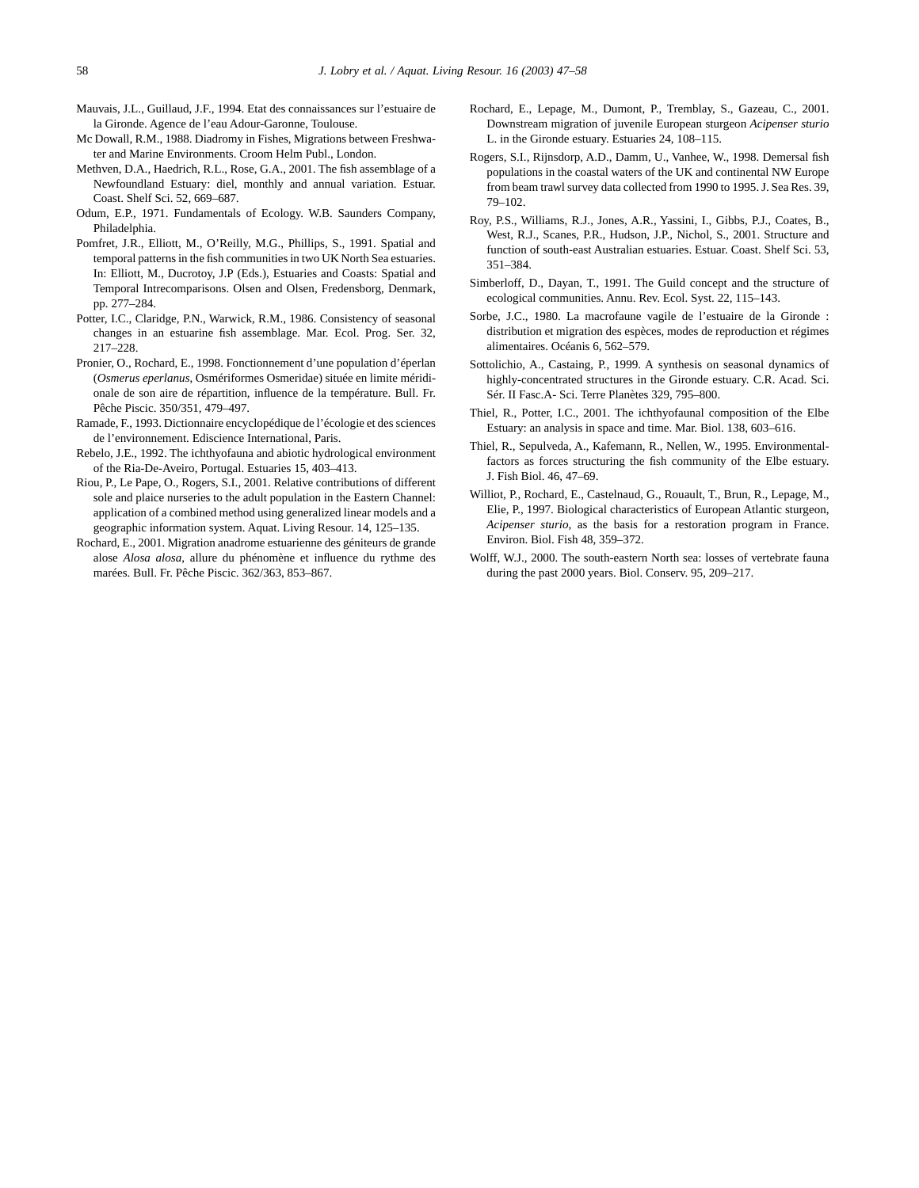Mauvais, J.L., Guillaud, J.F., 1994. Etat des connaissances sur l'estuaire de la Gironde. Agence de l'eau Adour-Garonne, Toulouse.

Mc Dowall, R.M., 1988. Diadromy in Fishes, Migrations between Freshwater and Marine Environments. Croom Helm Publ., London.

Methven, D.A., Haedrich, R.L., Rose, G.A., 2001. The fish assemblage of a Newfoundland Estuary: diel, monthly and annual variation. Estuar. Coast. Shelf Sci. 52, 669–687.

Odum, E.P., 1971. Fundamentals of Ecology. W.B. Saunders Company, Philadelphia.

Pomfret, J.R., Elliott, M., O'Reilly, M.G., Phillips, S., 1991. Spatial and temporal patterns in the fish communities in two UK North Sea estuaries. In: Elliott, M., Ducrotoy, J.P (Eds.), Estuaries and Coasts: Spatial and Temporal Intrecomparisons. Olsen and Olsen, Fredensborg, Denmark, pp. 277–284.

Potter, I.C., Claridge, P.N., Warwick, R.M., 1986. Consistency of seasonal changes in an estuarine fish assemblage. Mar. Ecol. Prog. Ser. 32, 217–228.

Pronier, O., Rochard, E., 1998. Fonctionnement d'une population d'éperlan (*Osmerus eperlanus*, Osmériformes Osmeridae) située en limite méridionale de son aire de répartition, influence de la température. Bull. Fr. Pêche Piscic. 350/351, 479–497.

Ramade, F., 1993. Dictionnaire encyclopédique de l'écologie et des sciences de l'environnement. Ediscience International, Paris.

Rebelo, J.E., 1992. The ichthyofauna and abiotic hydrological environment of the Ria-De-Aveiro, Portugal. Estuaries 15, 403–413.

Riou, P., Le Pape, O., Rogers, S.I., 2001. Relative contributions of different sole and plaice nurseries to the adult population in the Eastern Channel: application of a combined method using generalized linear models and a geographic information system. Aquat. Living Resour. 14, 125–135.

Rochard, E., 2001. Migration anadrome estuarienne des géniteurs de grande alose *Alosa alosa*, allure du phénomène et influence du rythme des marées. Bull. Fr. Pêche Piscic. 362/363, 853–867.

Rochard, E., Lepage, M., Dumont, P., Tremblay, S., Gazeau, C., 2001. Downstream migration of juvenile European sturgeon *Acipenser sturio* L. in the Gironde estuary. Estuaries 24, 108–115.

Rogers, S.I., Rijnsdorp, A.D., Damm, U., Vanhee, W., 1998. Demersal fish populations in the coastal waters of the UK and continental NW Europe from beam trawl survey data collected from 1990 to 1995. J. Sea Res. 39, 79–102.

Roy, P.S., Williams, R.J., Jones, A.R., Yassini, I., Gibbs, P.J., Coates, B., West, R.J., Scanes, P.R., Hudson, J.P., Nichol, S., 2001. Structure and function of south-east Australian estuaries. Estuar. Coast. Shelf Sci. 53, 351–384.

Simberloff, D., Dayan, T., 1991. The Guild concept and the structure of ecological communities. Annu. Rev. Ecol. Syst. 22, 115–143.

Sorbe, J.C., 1980. La macrofaune vagile de l'estuaire de la Gironde : distribution et migration des espèces, modes de reproduction et régimes alimentaires. Océanis 6, 562–579.

Sottolichio, A., Castaing, P., 1999. A synthesis on seasonal dynamics of highly-concentrated structures in the Gironde estuary. C.R. Acad. Sci. Sér. II Fasc.A- Sci. Terre Planètes 329, 795–800.

Thiel, R., Potter, I.C., 2001. The ichthyofaunal composition of the Elbe Estuary: an analysis in space and time. Mar. Biol. 138, 603–616.

Thiel, R., Sepulveda, A., Kafemann, R., Nellen, W., 1995. Environmental-factors as forces structuring the fish community of the Elbe estuary. J. Fish Biol. 46, 47–69.

Williot, P., Rochard, E., Castelnaud, G., Rouault, T., Brun, R., Lepage, M., Elie, P., 1997. Biological characteristics of European Atlantic sturgeon, *Acipenser sturio*, as the basis for a restoration program in France. Environ. Biol. Fish 48, 359–372.

Wolff, W.J., 2000. The south-eastern North sea: losses of vertebrate fauna during the past 2000 years. Biol. Conserv. 95, 209–217.